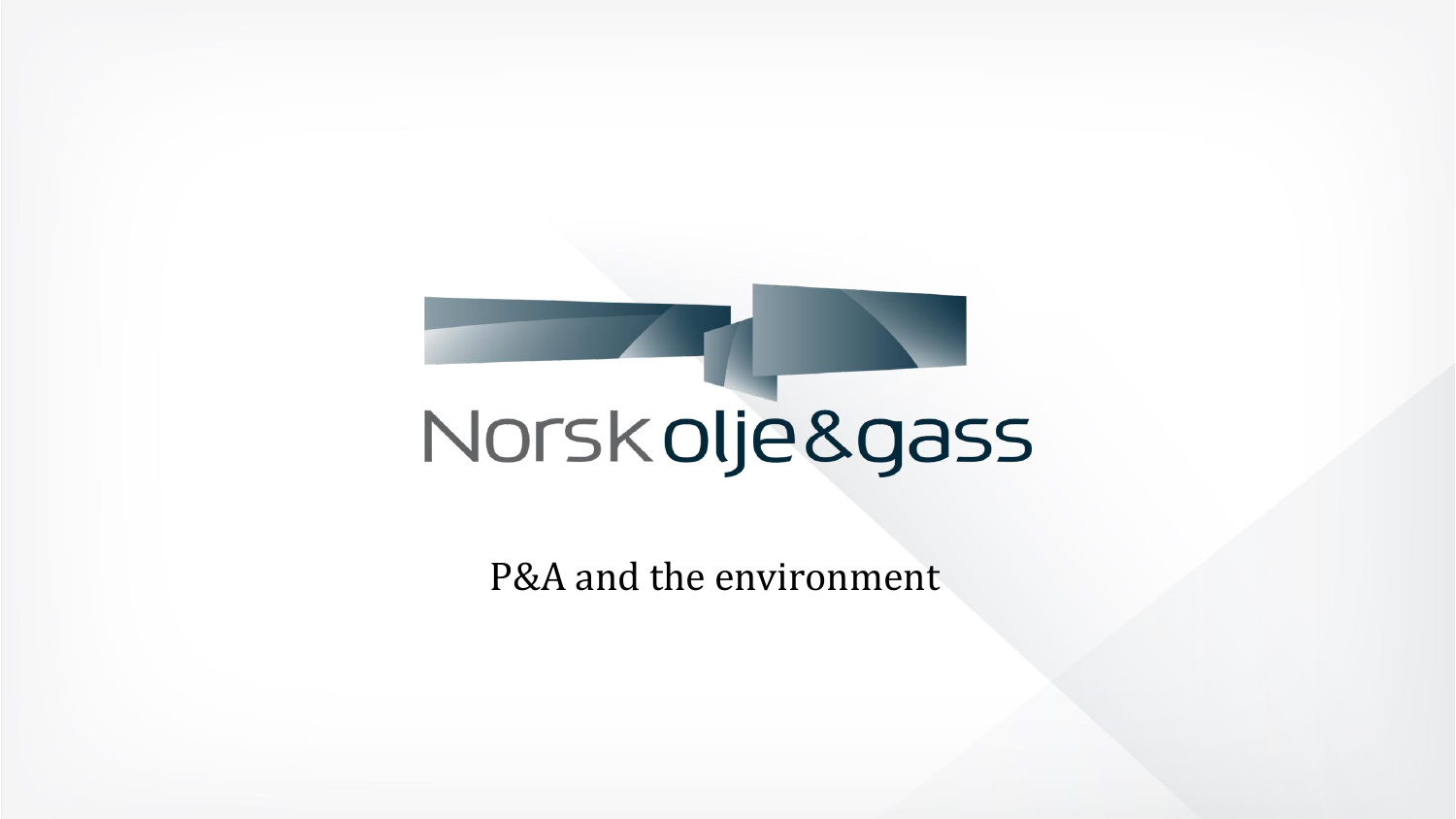Norsk olje&gass

# P&A and the environment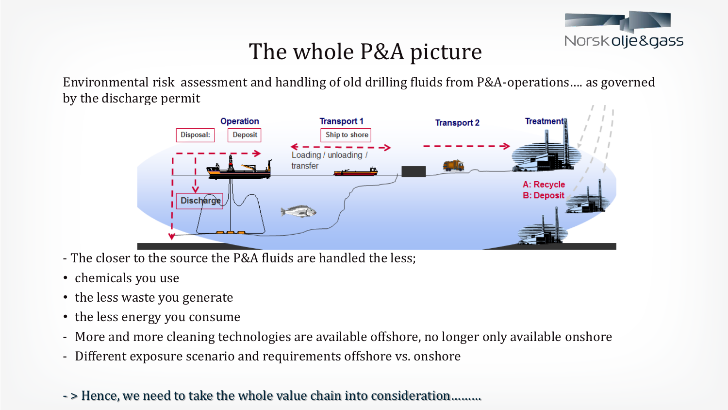# The whole P&A picture

Environmental risk assessment and handling of old drilling fluids from P&A-operations…. as governed by the discharge permit

Operation | Transport 1 | Transport 2 | Treatment

Disposal: | Deposit | Ship to shore

Loading / unloading / transfer

Discharge

A: Recycle
B: Deposit

- The closer to the source the P&A fluids are handled the less;
- chemicals you use
- the less waste you generate
- the less energy you consume
- More and more cleaning technologies are available offshore, no longer only available onshore
- Different exposure scenario and requirements offshore vs. onshore

- > Hence, we need to take the whole value chain into consideration………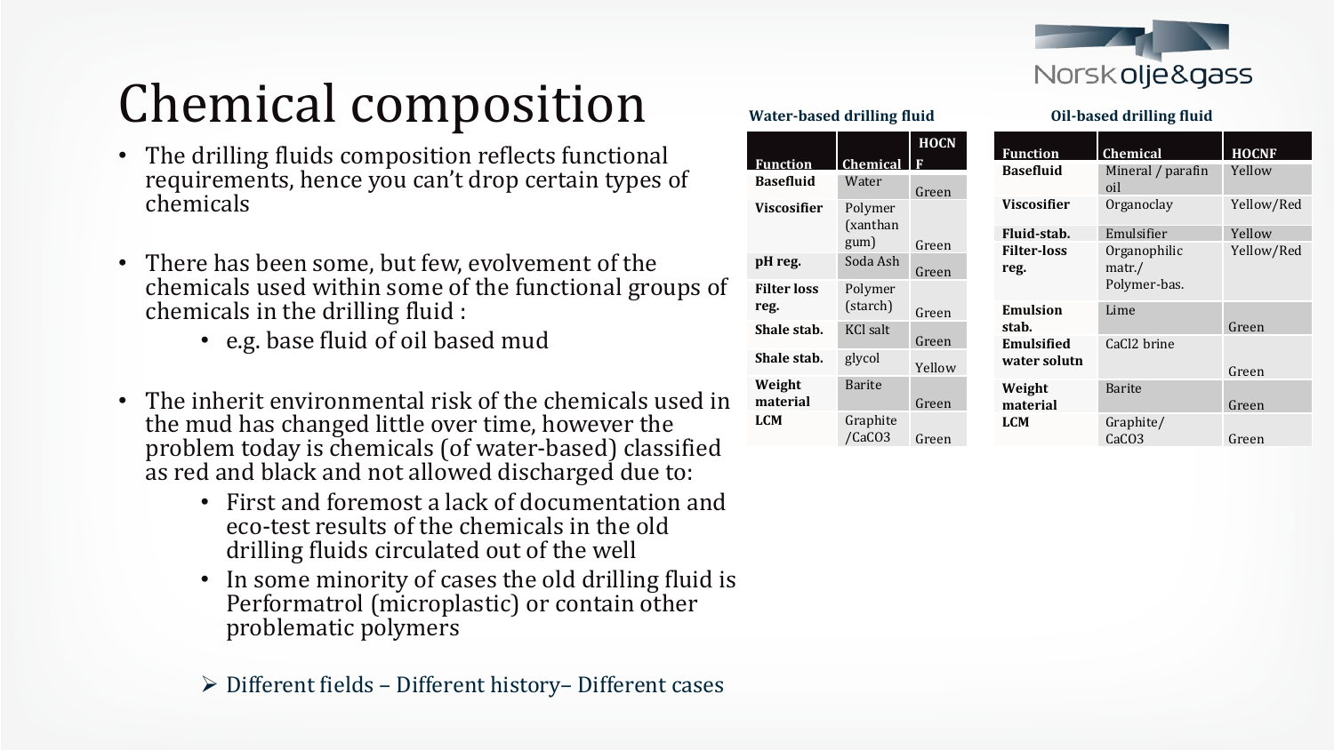# Chemical composition

- The drilling fluids composition reflects functional requirements, hence you can't drop certain types of chemicals
- There has been some, but few, evolvement of the chemicals used within some of the functional groups of chemicals in the drilling fluid :
  - e.g. base fluid of oil based mud
- The inherit environmental risk of the chemicals used in the mud has changed little over time, however the problem today is chemicals (of water-based) classified as red and black and not allowed discharged due to:
  - First and foremost a lack of documentation and eco-test results of the chemicals in the old drilling fluids circulated out of the well
  - In some minority of cases the old drilling fluid is Performatrol (microplastic) or contain other problematic polymers

➢ Different fields – Different history– Different cases

**Water-based drilling fluid**

| Function | Chemical | HOCNF |
|---|---|---|
| **Basefluid** | Water | Green |
| **Viscosifier** | Polymer (xanthan gum) | Green |
| **pH reg.** | Soda Ash | Green |
| **Filter loss reg.** | Polymer (starch) | Green |
| **Shale stab.** | KCl salt | Green |
| **Shale stab.** | glycol | Yellow |
| **Weight material** | Barite | Green |
| **LCM** | Graphite /CaCO3 | Green |

**Oil-based drilling fluid**

| Function | Chemical | HOCNF |
|---|---|---|
| **Basefluid** | Mineral / parafin oil | Yellow |
| **Viscosifier** | Organoclay | Yellow/Red |
| **Fluid-stab.** | Emulsifier | Yellow |
| **Filter-loss reg.** | Organophilic matr./ Polymer-bas. | Yellow/Red |
| **Emulsion stab.** | Lime | Green |
| **Emulsified water solutn** | CaCl2 brine | Green |
| **Weight material** | Barite | Green |
| **LCM** | Graphite/ CaCO3 | Green |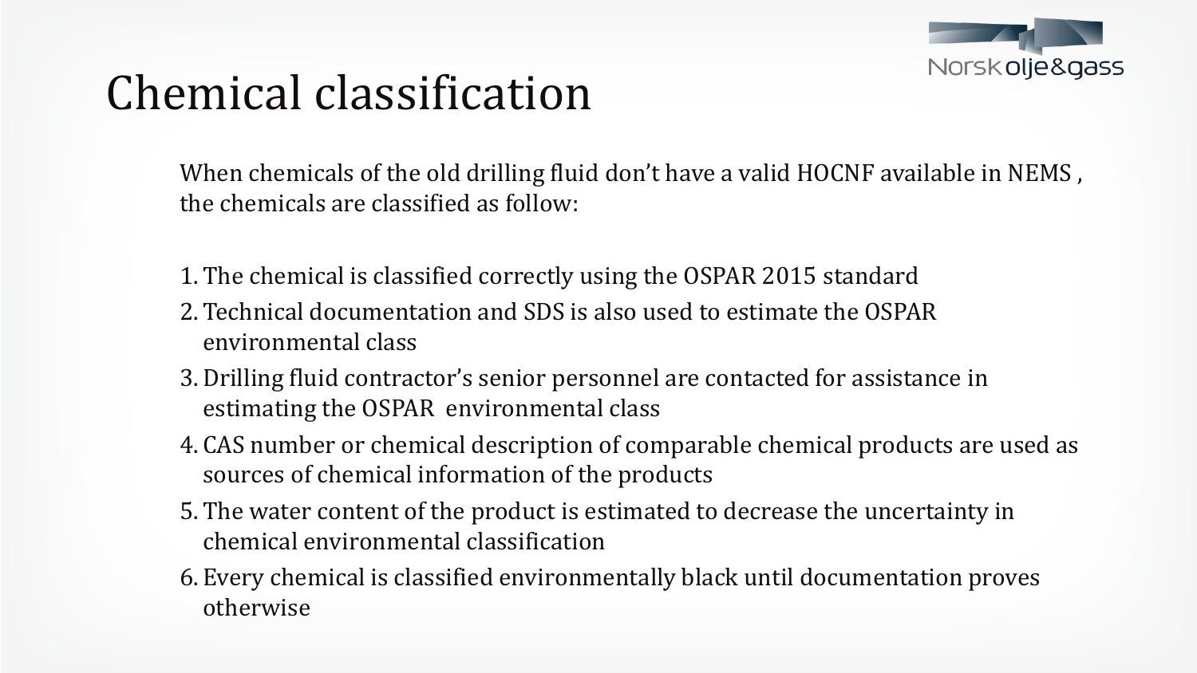# Chemical classification

When chemicals of the old drilling fluid don’t have a valid HOCNF available in NEMS , the chemicals are classified as follow:

1. The chemical is classified correctly using the OSPAR 2015 standard
2. Technical documentation and SDS is also used to estimate the OSPAR environmental class
3. Drilling fluid contractor’s senior personnel are contacted for assistance in estimating the OSPAR environmental class
4. CAS number or chemical description of comparable chemical products are used as sources of chemical information of the products
5. The water content of the product is estimated to decrease the uncertainty in chemical environmental classification
6. Every chemical is classified environmentally black until documentation proves otherwise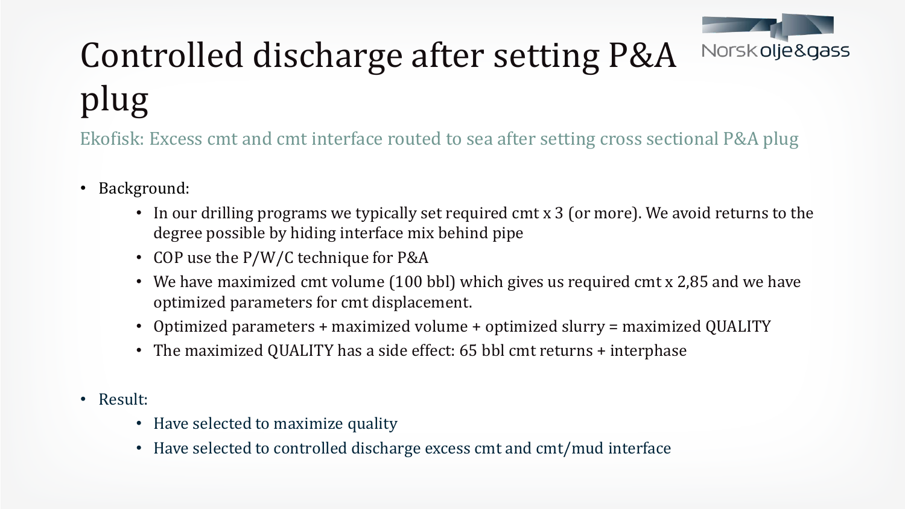# Controlled discharge after setting P&A plug

Ekofisk: Excess cmt and cmt interface routed to sea after setting cross sectional P&A plug

- Background:
  - In our drilling programs we typically set required cmt x 3 (or more). We avoid returns to the degree possible by hiding interface mix behind pipe
  - COP use the P/W/C technique for P&A
  - We have maximized cmt volume (100 bbl) which gives us required cmt x 2,85 and we have optimized parameters for cmt displacement.
  - Optimized parameters + maximized volume + optimized slurry = maximized QUALITY
  - The maximized QUALITY has a side effect: 65 bbl cmt returns + interphase

- Result:
  - Have selected to maximize quality
  - Have selected to controlled discharge excess cmt and cmt/mud interface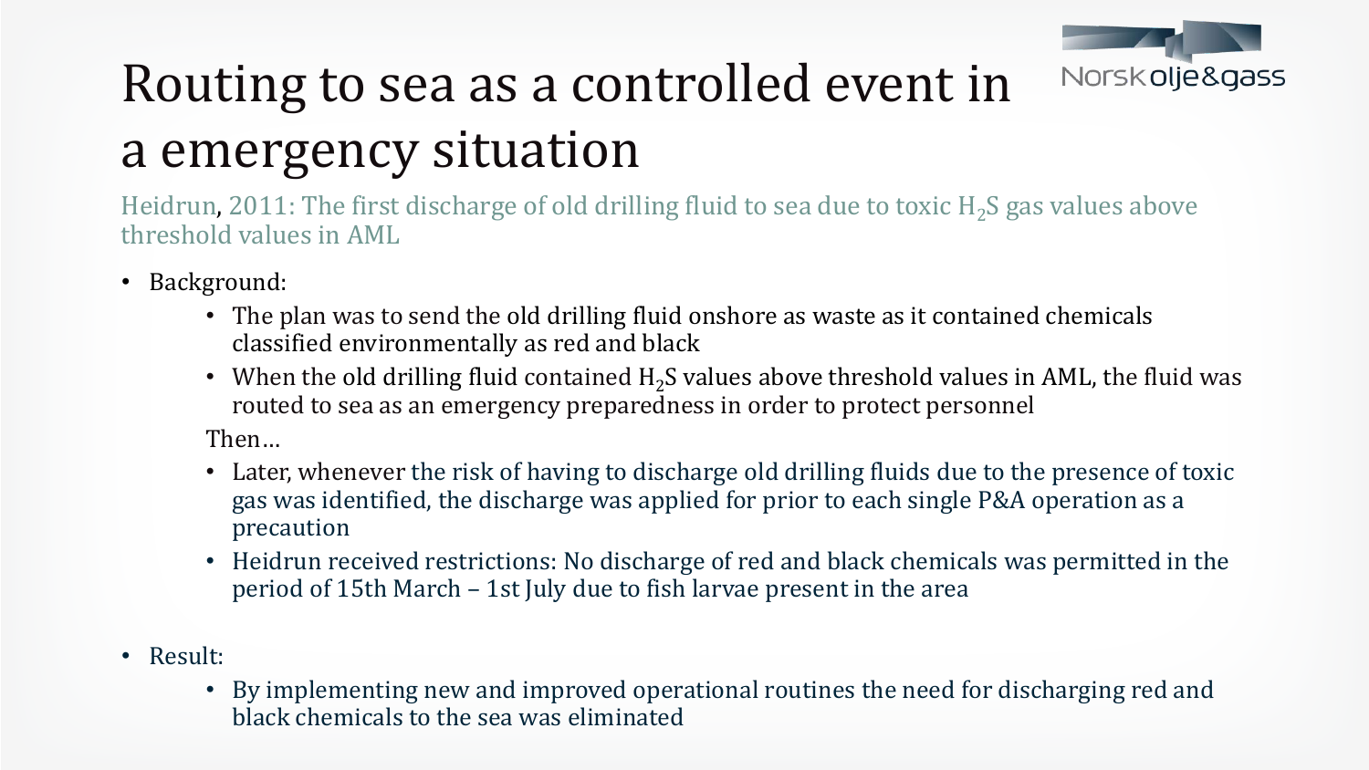# Routing to sea as a controlled event in a emergency situation

Heidrun, 2011: The first discharge of old drilling fluid to sea due to toxic $H_2S$ gas values above threshold values in AML

- Background:
  - The plan was to send the old drilling fluid onshore as waste as it contained chemicals classified environmentally as red and black
  - When the old drilling fluid contained $H_2S$ values above threshold values in AML, the fluid was routed to sea as an emergency preparedness in order to protect personnel

  Then…

  - Later, whenever the risk of having to discharge old drilling fluids due to the presence of toxic gas was identified, the discharge was applied for prior to each single P&A operation as a precaution
  - Heidrun received restrictions: No discharge of red and black chemicals was permitted in the period of 15th March – 1st July due to fish larvae present in the area

- Result:
  - By implementing new and improved operational routines the need for discharging red and black chemicals to the sea was eliminated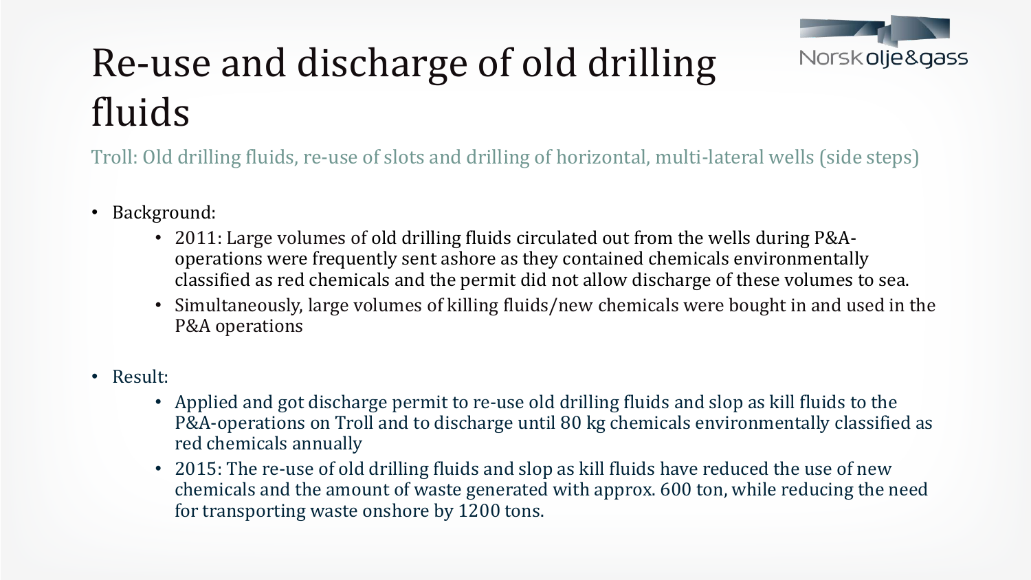# Re-use and discharge of old drilling fluids

Troll: Old drilling fluids, re-use of slots and drilling of horizontal, multi-lateral wells (side steps)

- Background:
  - 2011: Large volumes of old drilling fluids circulated out from the wells during P&A-operations were frequently sent ashore as they contained chemicals environmentally classified as red chemicals and the permit did not allow discharge of these volumes to sea.
  - Simultaneously, large volumes of killing fluids/new chemicals were bought in and used in the P&A operations

- Result:
  - Applied and got discharge permit to re-use old drilling fluids and slop as kill fluids to the P&A-operations on Troll and to discharge until 80 kg chemicals environmentally classified as red chemicals annually
  - 2015: The re-use of old drilling fluids and slop as kill fluids have reduced the use of new chemicals and the amount of waste generated with approx. 600 ton, while reducing the need for transporting waste onshore by 1200 tons.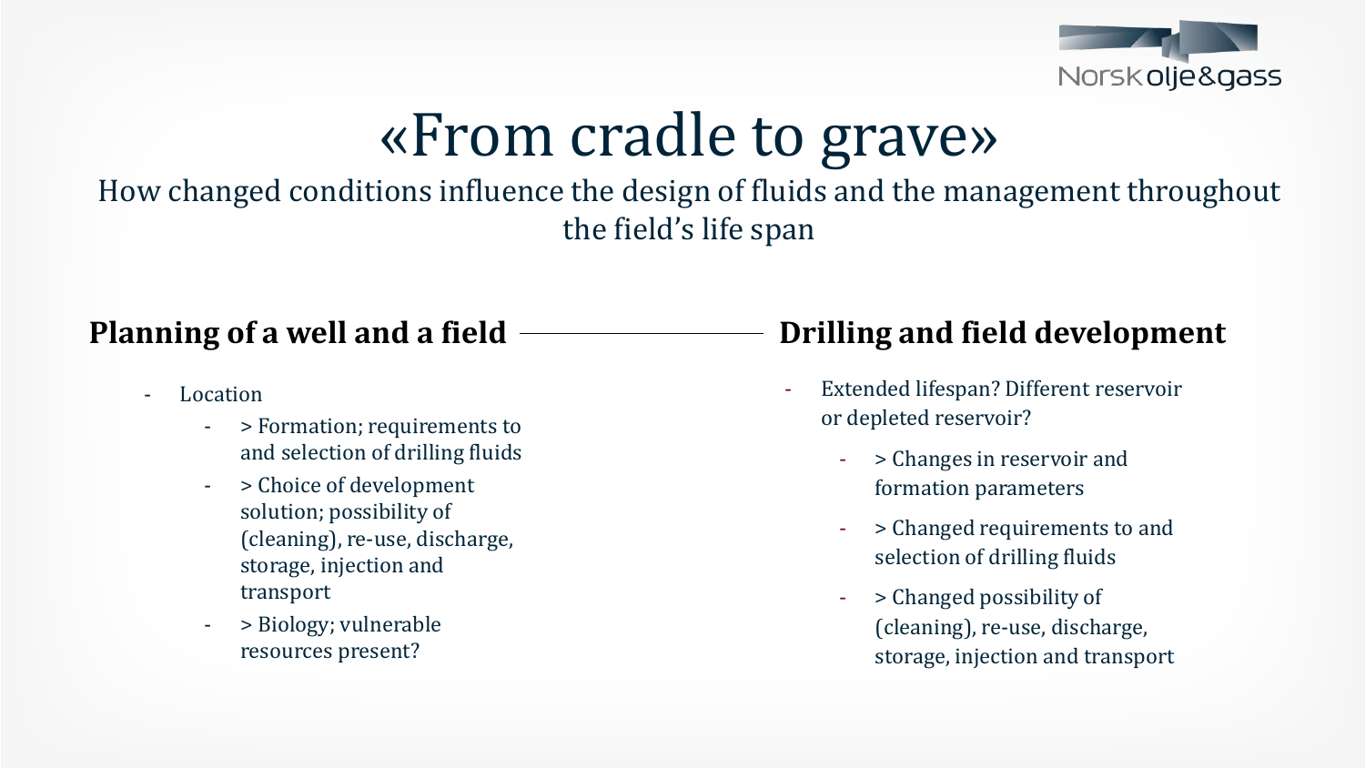# «From cradle to grave»

How changed conditions influence the design of fluids and the management throughout the field's life span

## Planning of a well and a field

- Location
  - > Formation; requirements to and selection of drilling fluids
  - > Choice of development solution; possibility of (cleaning), re-use, discharge, storage, injection and transport
  - > Biology; vulnerable resources present?

## Drilling and field development

- Extended lifespan? Different reservoir or depleted reservoir?
  - > Changes in reservoir and formation parameters
  - > Changed requirements to and selection of drilling fluids
  - > Changed possibility of (cleaning), re-use, discharge, storage, injection and transport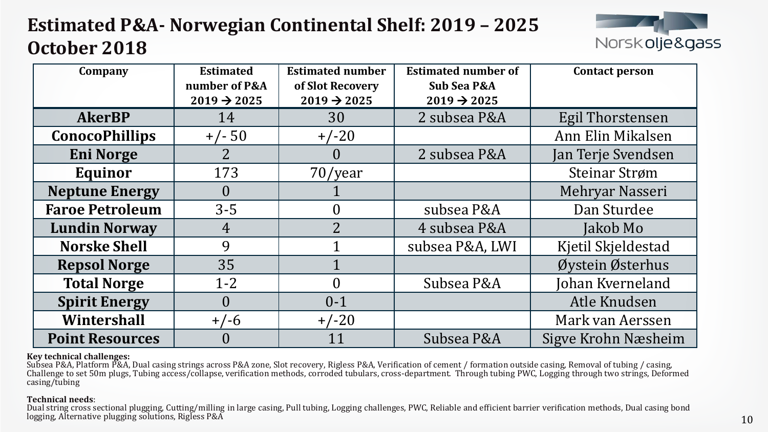# Estimated P&A- Norwegian Continental Shelf: 2019 – 2025 October 2018

| Company | Estimated number of P&A 2019 → 2025 | Estimated number of Slot Recovery 2019 → 2025 | Estimated number of Sub Sea P&A 2019 → 2025 | Contact person |
|---|---|---|---|---|
| **AkerBP** | 14 | 30 | 2 subsea P&A | Egil Thorstensen |
| **ConocoPhillips** | +/- 50 | +/-20 | | Ann Elin Mikalsen |
| **Eni Norge** | 2 | 0 | 2 subsea P&A | Jan Terje Svendsen |
| **Equinor** | 173 | 70/year | | Steinar Strøm |
| **Neptune Energy** | 0 | 1 | | Mehryar Nasseri |
| **Faroe Petroleum** | 3-5 | 0 | subsea P&A | Dan Sturdee |
| **Lundin Norway** | 4 | 2 | 4 subsea P&A | Jakob Mo |
| **Norske Shell** | 9 | 1 | subsea P&A, LWI | Kjetil Skjeldestad |
| **Repsol Norge** | 35 | 1 | | Øystein Østerhus |
| **Total Norge** | 1-2 | 0 | Subsea P&A | Johan Kverneland |
| **Spirit Energy** | 0 | 0-1 | | Atle Knudsen |
| **Wintershall** | +/-6 | +/-20 | | Mark van Aerssen |
| **Point Resources** | 0 | 11 | Subsea P&A | Sigve Krohn Næsheim |

**Key technical challenges:**
Subsea P&A, Platform P&A, Dual casing strings across P&A zone, Slot recovery, Rigless P&A, Verification of cement / formation outside casing, Removal of tubing / casing, Challenge to set 50m plugs, Tubing access/collapse, verification methods, corroded tubulars, cross-department. Through tubing PWC, Logging through two strings, Deformed casing/tubing

**Technical needs**:
Dual string cross sectional plugging, Cutting/milling in large casing, Pull tubing, Logging challenges, PWC, Reliable and efficient barrier verification methods, Dual casing bond logging, Alternative plugging solutions, Rigless P&A